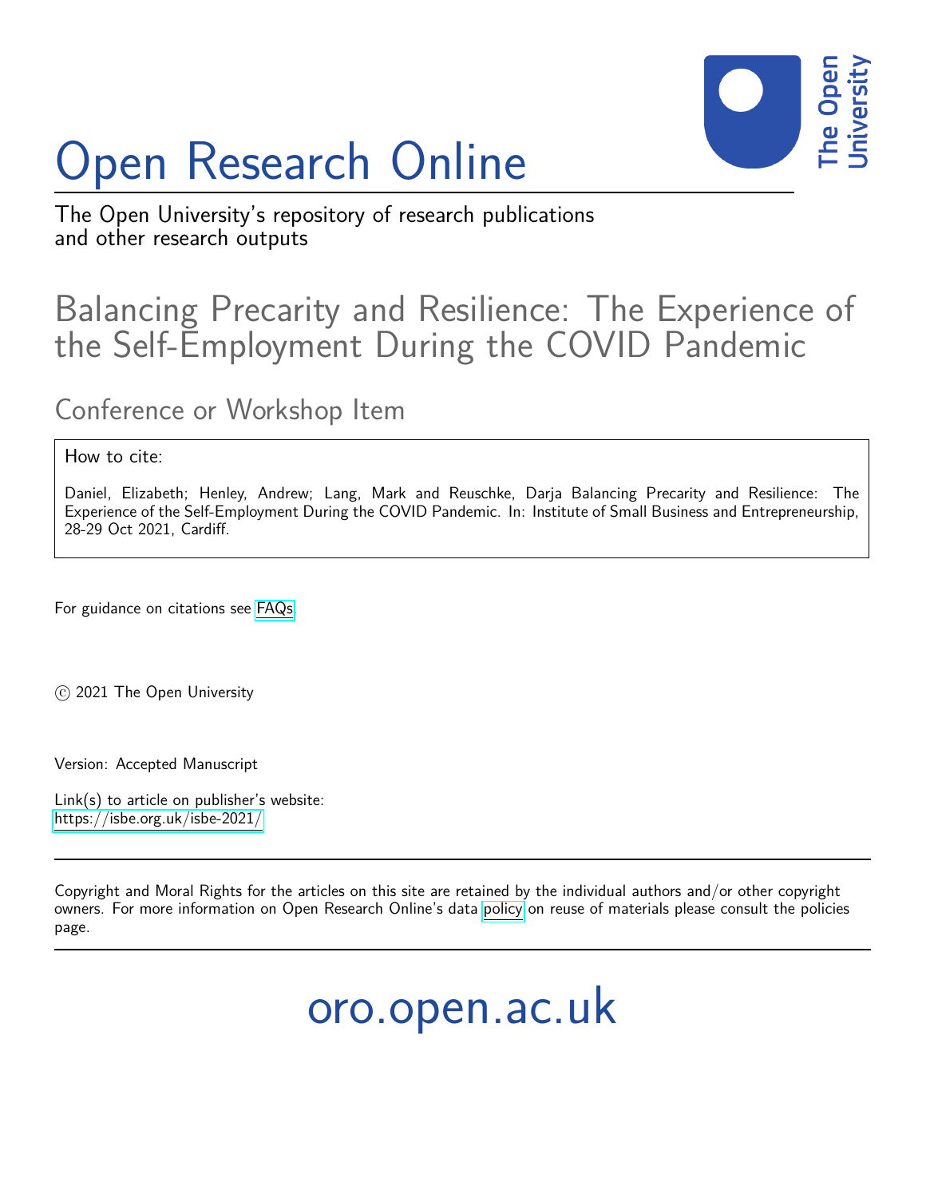# Open Research Online

The Open University's repository of research publications and other research outputs

## Balancing Precarity and Resilience: The Experience of the Self-Employment During the COVID Pandemic

### Conference or Workshop Item

How to cite:

Daniel, Elizabeth; Henley, Andrew; Lang, Mark and Reuschke, Darja Balancing Precarity and Resilience: The Experience of the Self-Employment During the COVID Pandemic. In: Institute of Small Business and Entrepreneurship, 28-29 Oct 2021, Cardiff.

For guidance on citations see FAQs.

© 2021 The Open University

Version: Accepted Manuscript

Link(s) to article on publisher's website:
https://isbe.org.uk/isbe-2021/

Copyright and Moral Rights for the articles on this site are retained by the individual authors and/or other copyright owners. For more information on Open Research Online's data policy on reuse of materials please consult the policies page.

oro.open.ac.uk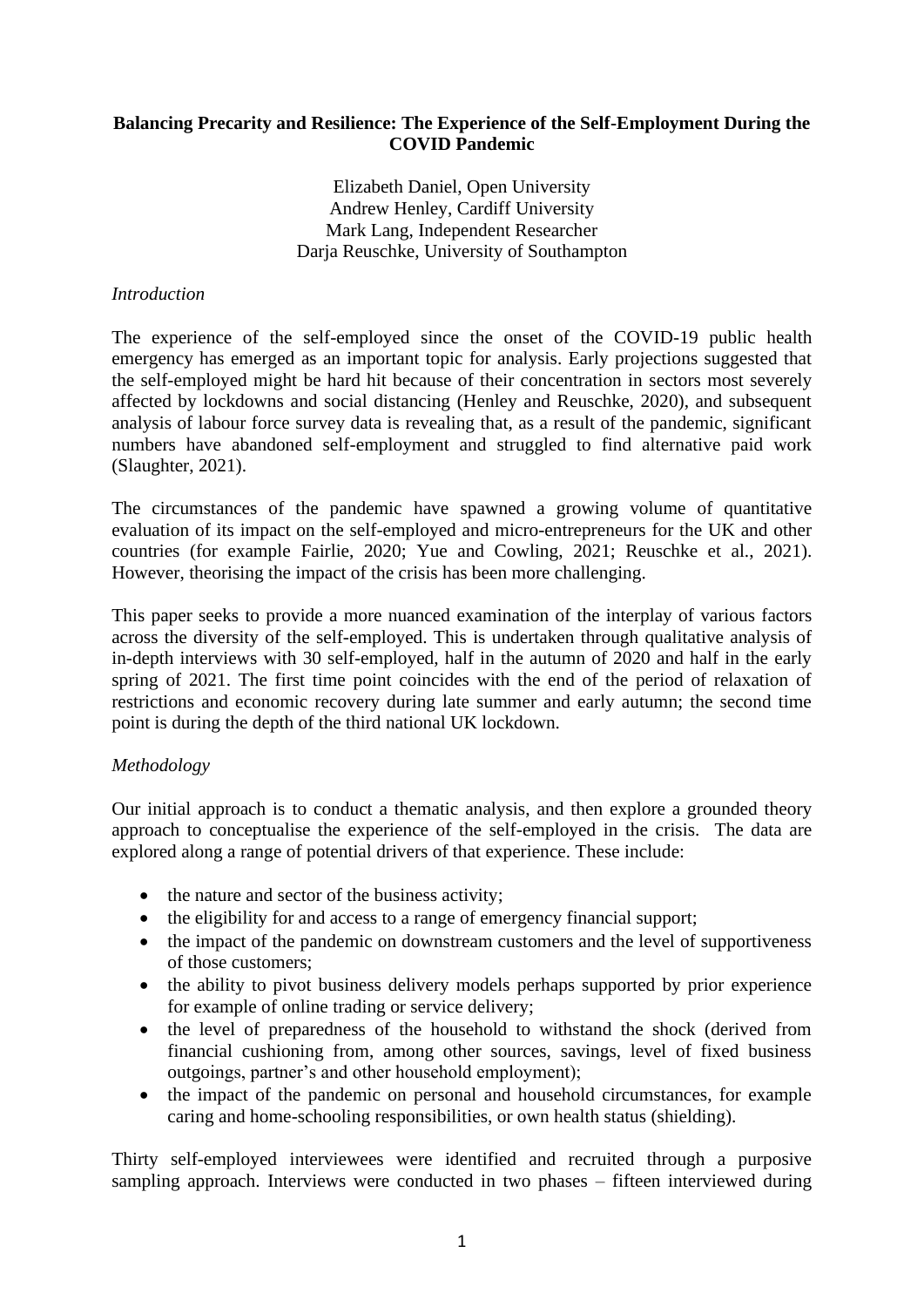**Balancing Precarity and Resilience: The Experience of the Self-Employment During the COVID Pandemic**

Elizabeth Daniel, Open University
Andrew Henley, Cardiff University
Mark Lang, Independent Researcher
Darja Reuschke, University of Southampton

*Introduction*

The experience of the self-employed since the onset of the COVID-19 public health emergency has emerged as an important topic for analysis. Early projections suggested that the self-employed might be hard hit because of their concentration in sectors most severely affected by lockdowns and social distancing (Henley and Reuschke, 2020), and subsequent analysis of labour force survey data is revealing that, as a result of the pandemic, significant numbers have abandoned self-employment and struggled to find alternative paid work (Slaughter, 2021).

The circumstances of the pandemic have spawned a growing volume of quantitative evaluation of its impact on the self-employed and micro-entrepreneurs for the UK and other countries (for example Fairlie, 2020; Yue and Cowling, 2021; Reuschke et al., 2021). However, theorising the impact of the crisis has been more challenging.

This paper seeks to provide a more nuanced examination of the interplay of various factors across the diversity of the self-employed. This is undertaken through qualitative analysis of in-depth interviews with 30 self-employed, half in the autumn of 2020 and half in the early spring of 2021. The first time point coincides with the end of the period of relaxation of restrictions and economic recovery during late summer and early autumn; the second time point is during the depth of the third national UK lockdown.

*Methodology*

Our initial approach is to conduct a thematic analysis, and then explore a grounded theory approach to conceptualise the experience of the self-employed in the crisis. The data are explored along a range of potential drivers of that experience. These include:

- the nature and sector of the business activity;
- the eligibility for and access to a range of emergency financial support;
- the impact of the pandemic on downstream customers and the level of supportiveness of those customers;
- the ability to pivot business delivery models perhaps supported by prior experience for example of online trading or service delivery;
- the level of preparedness of the household to withstand the shock (derived from financial cushioning from, among other sources, savings, level of fixed business outgoings, partner's and other household employment);
- the impact of the pandemic on personal and household circumstances, for example caring and home-schooling responsibilities, or own health status (shielding).

Thirty self-employed interviewees were identified and recruited through a purposive sampling approach. Interviews were conducted in two phases – fifteen interviewed during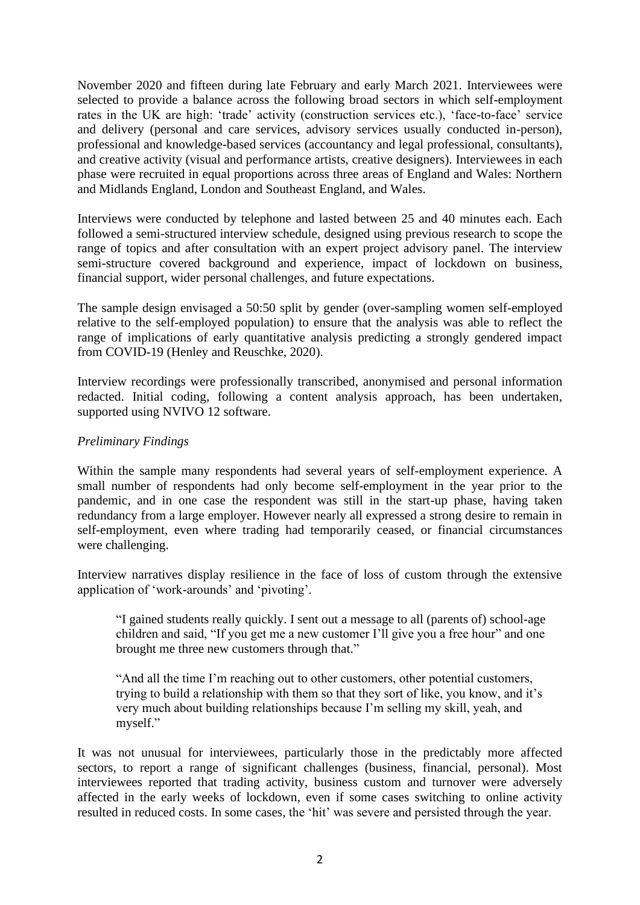November 2020 and fifteen during late February and early March 2021. Interviewees were selected to provide a balance across the following broad sectors in which self-employment rates in the UK are high: 'trade' activity (construction services etc.), 'face-to-face' service and delivery (personal and care services, advisory services usually conducted in-person), professional and knowledge-based services (accountancy and legal professional, consultants), and creative activity (visual and performance artists, creative designers). Interviewees in each phase were recruited in equal proportions across three areas of England and Wales: Northern and Midlands England, London and Southeast England, and Wales.

Interviews were conducted by telephone and lasted between 25 and 40 minutes each. Each followed a semi-structured interview schedule, designed using previous research to scope the range of topics and after consultation with an expert project advisory panel. The interview semi-structure covered background and experience, impact of lockdown on business, financial support, wider personal challenges, and future expectations.

The sample design envisaged a 50:50 split by gender (over-sampling women self-employed relative to the self-employed population) to ensure that the analysis was able to reflect the range of implications of early quantitative analysis predicting a strongly gendered impact from COVID-19 (Henley and Reuschke, 2020).

Interview recordings were professionally transcribed, anonymised and personal information redacted. Initial coding, following a content analysis approach, has been undertaken, supported using NVIVO 12 software.

*Preliminary Findings*

Within the sample many respondents had several years of self-employment experience. A small number of respondents had only become self-employment in the year prior to the pandemic, and in one case the respondent was still in the start-up phase, having taken redundancy from a large employer. However nearly all expressed a strong desire to remain in self-employment, even where trading had temporarily ceased, or financial circumstances were challenging.

Interview narratives display resilience in the face of loss of custom through the extensive application of 'work-arounds' and 'pivoting'.

> "I gained students really quickly. I sent out a message to all (parents of) school-age children and said, "If you get me a new customer I'll give you a free hour" and one brought me three new customers through that."

> "And all the time I'm reaching out to other customers, other potential customers, trying to build a relationship with them so that they sort of like, you know, and it's very much about building relationships because I'm selling my skill, yeah, and myself."

It was not unusual for interviewees, particularly those in the predictably more affected sectors, to report a range of significant challenges (business, financial, personal). Most interviewees reported that trading activity, business custom and turnover were adversely affected in the early weeks of lockdown, even if some cases switching to online activity resulted in reduced costs. In some cases, the 'hit' was severe and persisted through the year.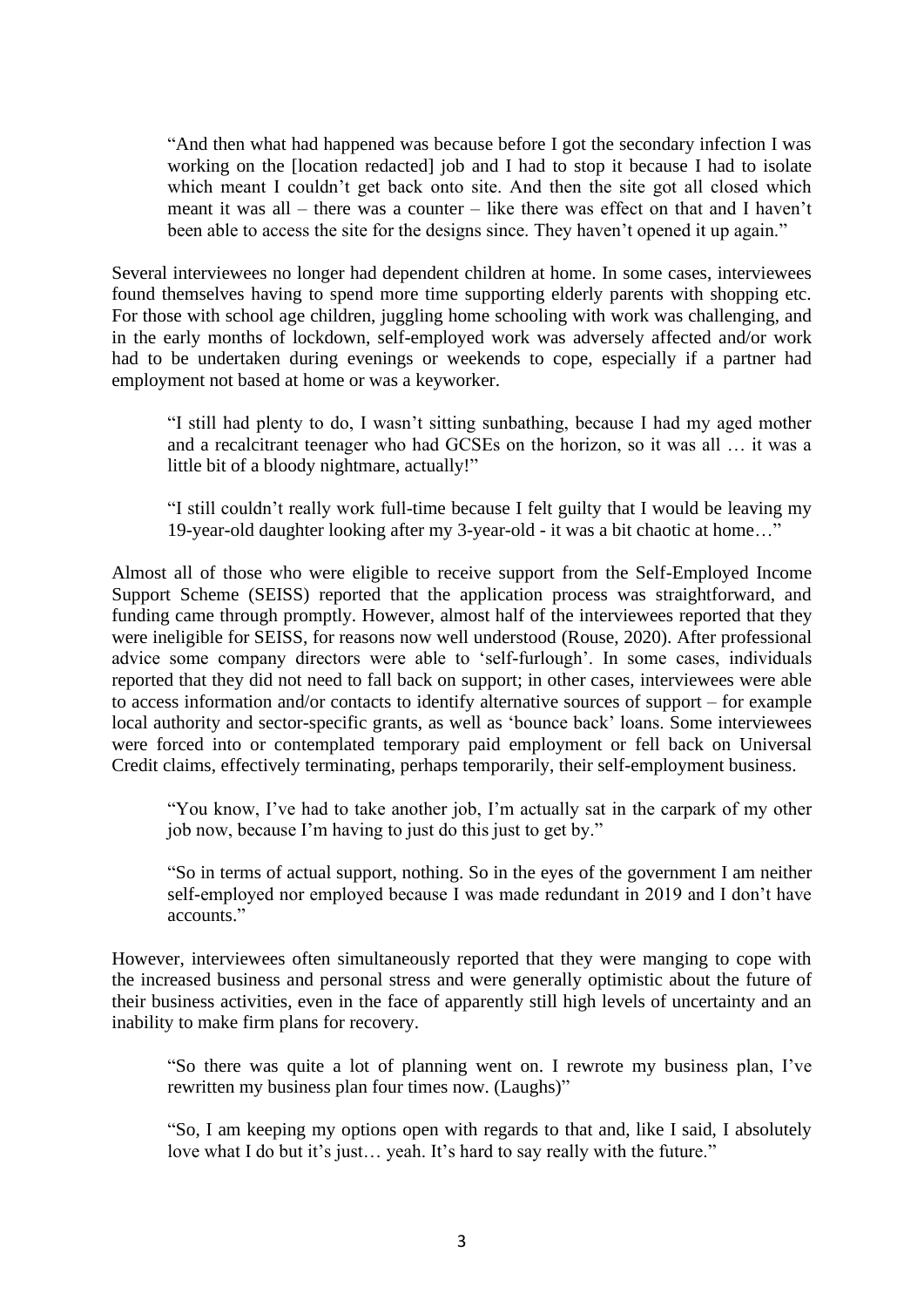> "And then what had happened was because before I got the secondary infection I was working on the [location redacted] job and I had to stop it because I had to isolate which meant I couldn't get back onto site. And then the site got all closed which meant it was all – there was a counter – like there was effect on that and I haven't been able to access the site for the designs since. They haven't opened it up again."

Several interviewees no longer had dependent children at home. In some cases, interviewees found themselves having to spend more time supporting elderly parents with shopping etc. For those with school age children, juggling home schooling with work was challenging, and in the early months of lockdown, self-employed work was adversely affected and/or work had to be undertaken during evenings or weekends to cope, especially if a partner had employment not based at home or was a keyworker.

> "I still had plenty to do, I wasn't sitting sunbathing, because I had my aged mother and a recalcitrant teenager who had GCSEs on the horizon, so it was all … it was a little bit of a bloody nightmare, actually!"

> "I still couldn't really work full-time because I felt guilty that I would be leaving my 19-year-old daughter looking after my 3-year-old - it was a bit chaotic at home…"

Almost all of those who were eligible to receive support from the Self-Employed Income Support Scheme (SEISS) reported that the application process was straightforward, and funding came through promptly. However, almost half of the interviewees reported that they were ineligible for SEISS, for reasons now well understood (Rouse, 2020). After professional advice some company directors were able to 'self-furlough'. In some cases, individuals reported that they did not need to fall back on support; in other cases, interviewees were able to access information and/or contacts to identify alternative sources of support – for example local authority and sector-specific grants, as well as 'bounce back' loans. Some interviewees were forced into or contemplated temporary paid employment or fell back on Universal Credit claims, effectively terminating, perhaps temporarily, their self-employment business.

> "You know, I've had to take another job, I'm actually sat in the carpark of my other job now, because I'm having to just do this just to get by."

> "So in terms of actual support, nothing. So in the eyes of the government I am neither self-employed nor employed because I was made redundant in 2019 and I don't have accounts."

However, interviewees often simultaneously reported that they were manging to cope with the increased business and personal stress and were generally optimistic about the future of their business activities, even in the face of apparently still high levels of uncertainty and an inability to make firm plans for recovery.

> "So there was quite a lot of planning went on. I rewrote my business plan, I've rewritten my business plan four times now. (Laughs)"

> "So, I am keeping my options open with regards to that and, like I said, I absolutely love what I do but it's just… yeah. It's hard to say really with the future."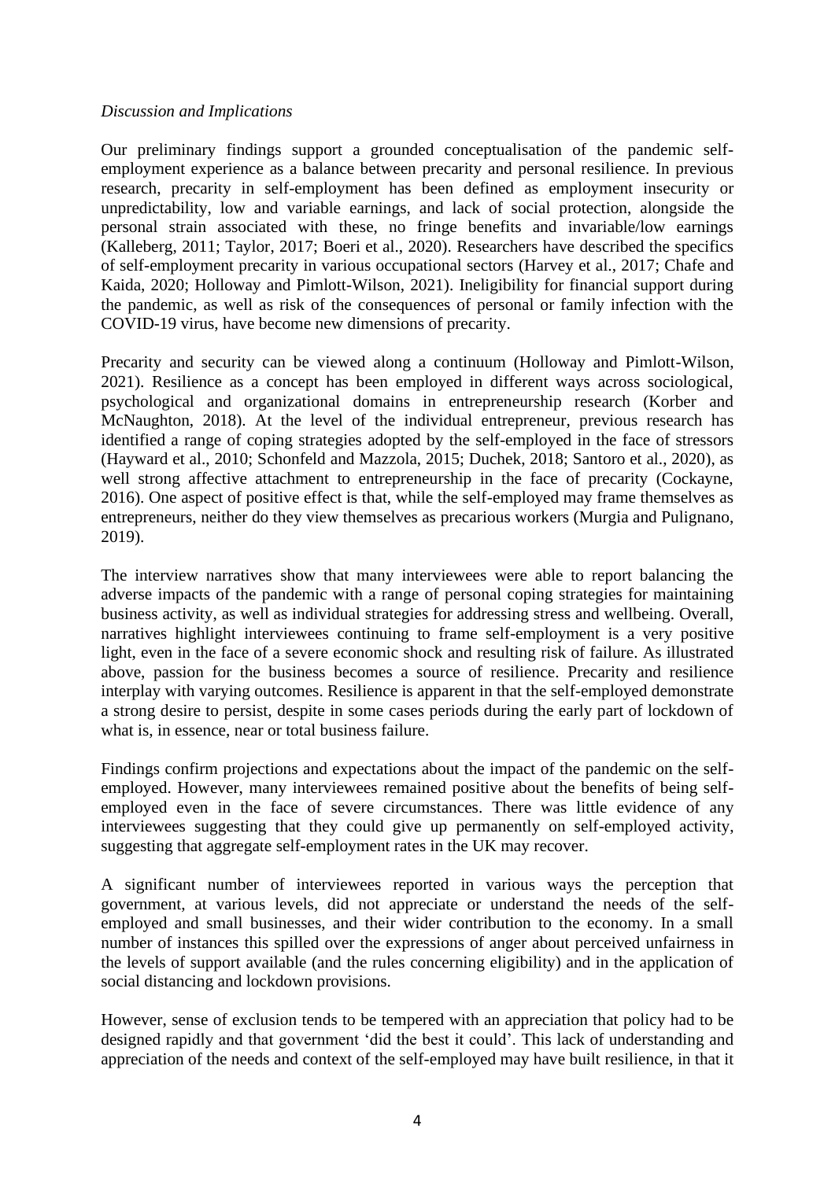*Discussion and Implications*

Our preliminary findings support a grounded conceptualisation of the pandemic self-employment experience as a balance between precarity and personal resilience. In previous research, precarity in self-employment has been defined as employment insecurity or unpredictability, low and variable earnings, and lack of social protection, alongside the personal strain associated with these, no fringe benefits and invariable/low earnings (Kalleberg, 2011; Taylor, 2017; Boeri et al., 2020). Researchers have described the specifics of self-employment precarity in various occupational sectors (Harvey et al., 2017; Chafe and Kaida, 2020; Holloway and Pimlott-Wilson, 2021). Ineligibility for financial support during the pandemic, as well as risk of the consequences of personal or family infection with the COVID-19 virus, have become new dimensions of precarity.

Precarity and security can be viewed along a continuum (Holloway and Pimlott-Wilson, 2021). Resilience as a concept has been employed in different ways across sociological, psychological and organizational domains in entrepreneurship research (Korber and McNaughton, 2018). At the level of the individual entrepreneur, previous research has identified a range of coping strategies adopted by the self-employed in the face of stressors (Hayward et al., 2010; Schonfeld and Mazzola, 2015; Duchek, 2018; Santoro et al., 2020), as well strong affective attachment to entrepreneurship in the face of precarity (Cockayne, 2016). One aspect of positive effect is that, while the self-employed may frame themselves as entrepreneurs, neither do they view themselves as precarious workers (Murgia and Pulignano, 2019).

The interview narratives show that many interviewees were able to report balancing the adverse impacts of the pandemic with a range of personal coping strategies for maintaining business activity, as well as individual strategies for addressing stress and wellbeing. Overall, narratives highlight interviewees continuing to frame self-employment is a very positive light, even in the face of a severe economic shock and resulting risk of failure. As illustrated above, passion for the business becomes a source of resilience. Precarity and resilience interplay with varying outcomes. Resilience is apparent in that the self-employed demonstrate a strong desire to persist, despite in some cases periods during the early part of lockdown of what is, in essence, near or total business failure.

Findings confirm projections and expectations about the impact of the pandemic on the self-employed. However, many interviewees remained positive about the benefits of being self-employed even in the face of severe circumstances. There was little evidence of any interviewees suggesting that they could give up permanently on self-employed activity, suggesting that aggregate self-employment rates in the UK may recover.

A significant number of interviewees reported in various ways the perception that government, at various levels, did not appreciate or understand the needs of the self-employed and small businesses, and their wider contribution to the economy. In a small number of instances this spilled over the expressions of anger about perceived unfairness in the levels of support available (and the rules concerning eligibility) and in the application of social distancing and lockdown provisions.

However, sense of exclusion tends to be tempered with an appreciation that policy had to be designed rapidly and that government 'did the best it could'. This lack of understanding and appreciation of the needs and context of the self-employed may have built resilience, in that it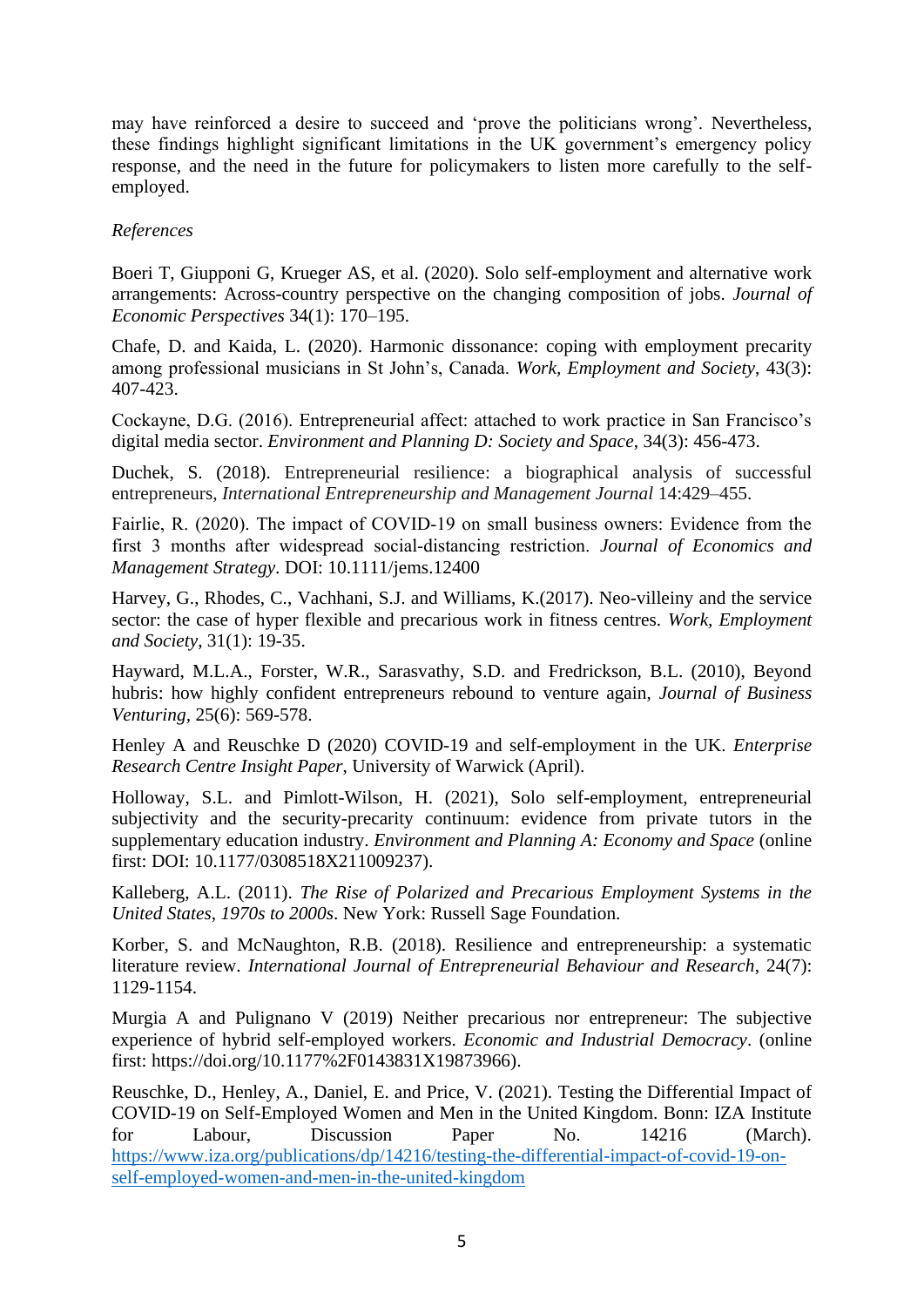may have reinforced a desire to succeed and 'prove the politicians wrong'. Nevertheless, these findings highlight significant limitations in the UK government's emergency policy response, and the need in the future for policymakers to listen more carefully to the self-employed.

*References*

Boeri T, Giupponi G, Krueger AS, et al. (2020). Solo self-employment and alternative work arrangements: Across-country perspective on the changing composition of jobs. *Journal of Economic Perspectives* 34(1): 170–195.

Chafe, D. and Kaida, L. (2020). Harmonic dissonance: coping with employment precarity among professional musicians in St John's, Canada. *Work, Employment and Society*, 43(3): 407-423.

Cockayne, D.G. (2016). Entrepreneurial affect: attached to work practice in San Francisco's digital media sector. *Environment and Planning D: Society and Space*, 34(3): 456-473.

Duchek, S. (2018). Entrepreneurial resilience: a biographical analysis of successful entrepreneurs, *International Entrepreneurship and Management Journal* 14:429–455.

Fairlie, R. (2020). The impact of COVID-19 on small business owners: Evidence from the first 3 months after widespread social-distancing restriction. *Journal of Economics and Management Strategy*. DOI: 10.1111/jems.12400

Harvey, G., Rhodes, C., Vachhani, S.J. and Williams, K.(2017). Neo-villeiny and the service sector: the case of hyper flexible and precarious work in fitness centres. *Work, Employment and Society*, 31(1): 19-35.

Hayward, M.L.A., Forster, W.R., Sarasvathy, S.D. and Fredrickson, B.L. (2010), Beyond hubris: how highly confident entrepreneurs rebound to venture again, *Journal of Business Venturing*, 25(6): 569-578.

Henley A and Reuschke D (2020) COVID-19 and self-employment in the UK. *Enterprise Research Centre Insight Paper*, University of Warwick (April).

Holloway, S.L. and Pimlott-Wilson, H. (2021), Solo self-employment, entrepreneurial subjectivity and the security-precarity continuum: evidence from private tutors in the supplementary education industry. *Environment and Planning A: Economy and Space* (online first: DOI: 10.1177/0308518X211009237).

Kalleberg, A.L. (2011). *The Rise of Polarized and Precarious Employment Systems in the United States, 1970s to 2000s*. New York: Russell Sage Foundation.

Korber, S. and McNaughton, R.B. (2018). Resilience and entrepreneurship: a systematic literature review. *International Journal of Entrepreneurial Behaviour and Research*, 24(7): 1129-1154.

Murgia A and Pulignano V (2019) Neither precarious nor entrepreneur: The subjective experience of hybrid self-employed workers. *Economic and Industrial Democracy*. (online first: https://doi.org/10.1177%2F0143831X19873966).

Reuschke, D., Henley, A., Daniel, E. and Price, V. (2021). Testing the Differential Impact of COVID-19 on Self-Employed Women and Men in the United Kingdom. Bonn: IZA Institute for Labour, Discussion Paper No. 14216 (March). https://www.iza.org/publications/dp/14216/testing-the-differential-impact-of-covid-19-on-self-employed-women-and-men-in-the-united-kingdom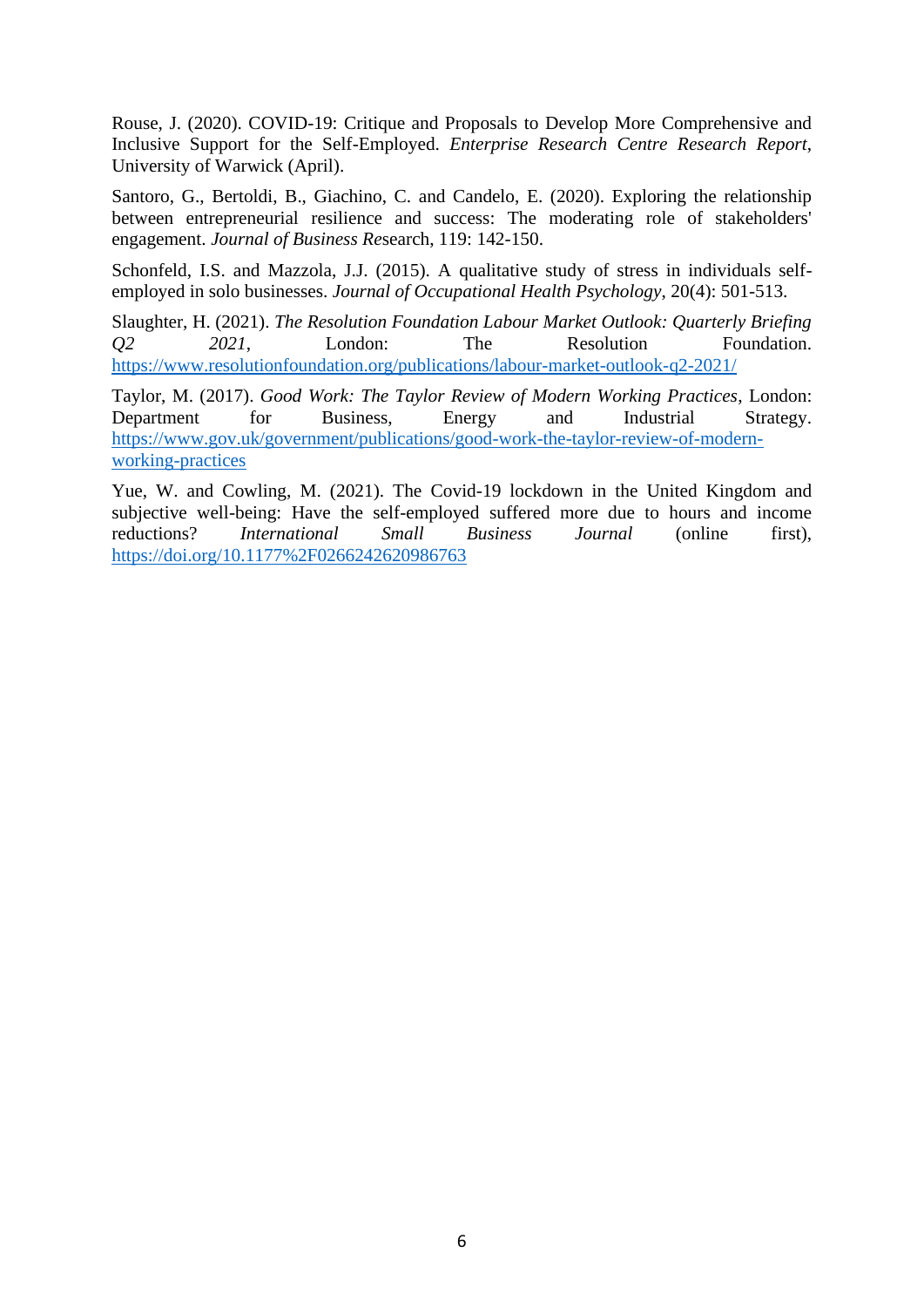Rouse, J. (2020). COVID-19: Critique and Proposals to Develop More Comprehensive and Inclusive Support for the Self-Employed. *Enterprise Research Centre Research Report*, University of Warwick (April).

Santoro, G., Bertoldi, B., Giachino, C. and Candelo, E. (2020). Exploring the relationship between entrepreneurial resilience and success: The moderating role of stakeholders' engagement. *Journal of Business Re*search, 119: 142-150.

Schonfeld, I.S. and Mazzola, J.J. (2015). A qualitative study of stress in individuals self-employed in solo businesses. *Journal of Occupational Health Psychology*, 20(4): 501-513.

Slaughter, H. (2021). *The Resolution Foundation Labour Market Outlook: Quarterly Briefing Q2 2021*, London: The Resolution Foundation. https://www.resolutionfoundation.org/publications/labour-market-outlook-q2-2021/

Taylor, M. (2017). *Good Work: The Taylor Review of Modern Working Practices*, London: Department for Business, Energy and Industrial Strategy. https://www.gov.uk/government/publications/good-work-the-taylor-review-of-modern-working-practices

Yue, W. and Cowling, M. (2021). The Covid-19 lockdown in the United Kingdom and subjective well-being: Have the self-employed suffered more due to hours and income reductions? *International Small Business Journal* (online first), https://doi.org/10.1177%2F0266242620986763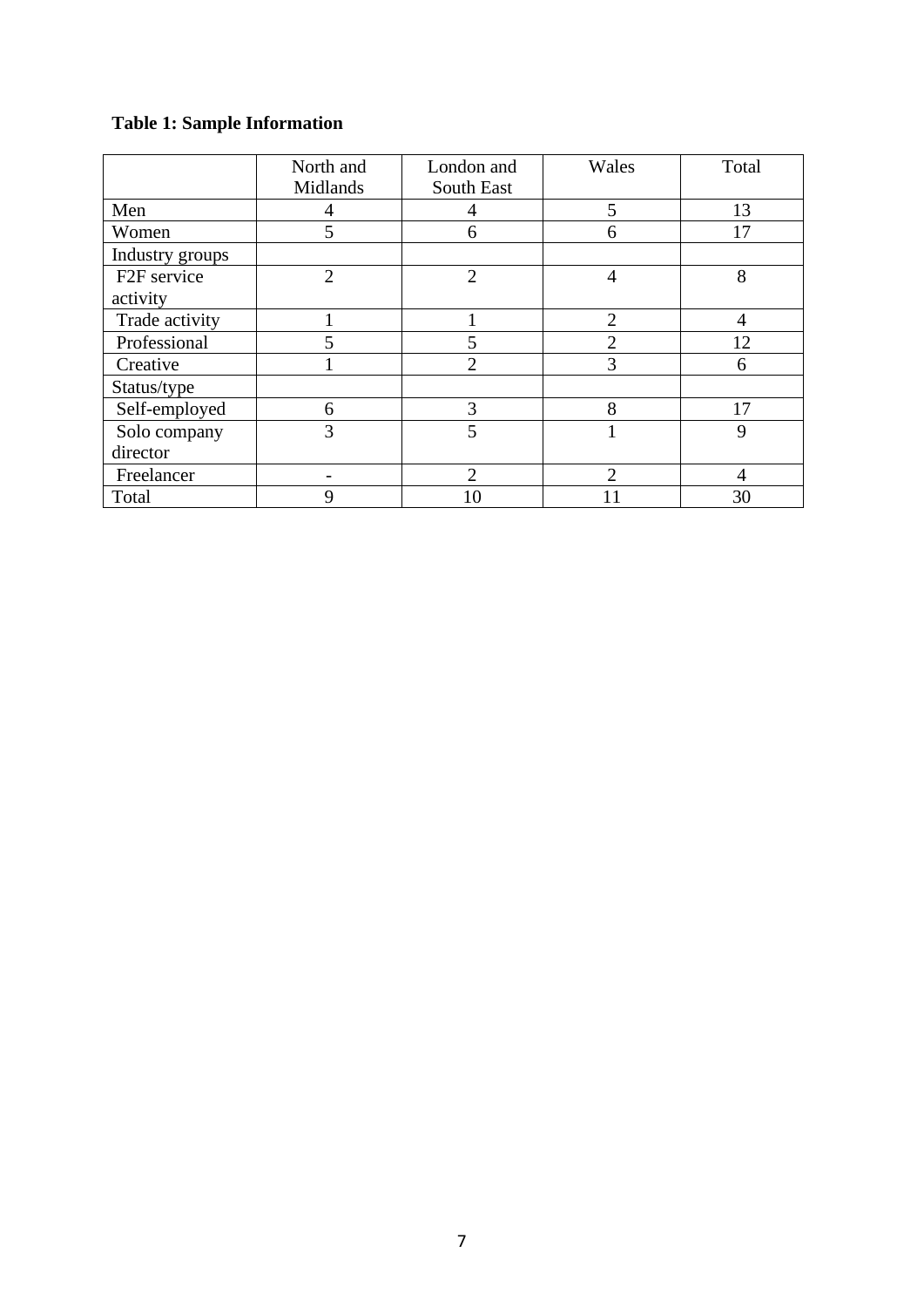**Table 1: Sample Information**

| | North and Midlands | London and South East | Wales | Total |
|---|---|---|---|---|
| Men | 4 | 4 | 5 | 13 |
| Women | 5 | 6 | 6 | 17 |
| Industry groups | | | | |
| F2F service activity | 2 | 2 | 4 | 8 |
| Trade activity | 1 | 1 | 2 | 4 |
| Professional | 5 | 5 | 2 | 12 |
| Creative | 1 | 2 | 3 | 6 |
| Status/type | | | | |
| Self-employed | 6 | 3 | 8 | 17 |
| Solo company director | 3 | 5 | 1 | 9 |
| Freelancer | - | 2 | 2 | 4 |
| Total | 9 | 10 | 11 | 30 |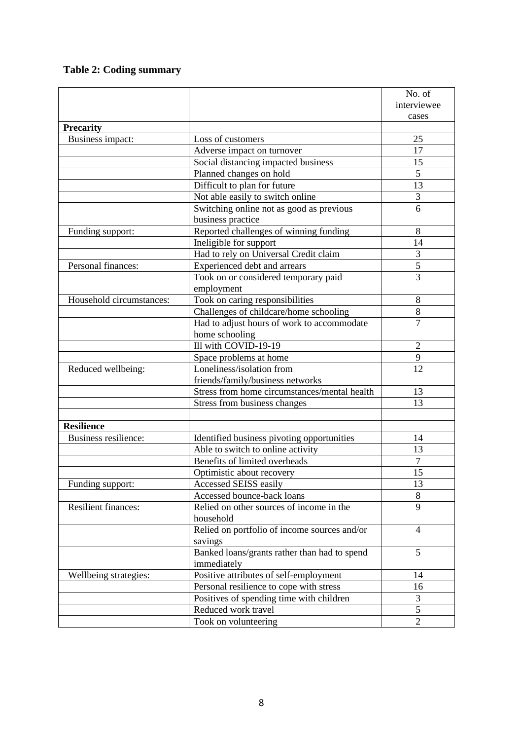**Table 2: Coding summary**

| | | No. of interviewee cases |
|---|---|---|
| **Precarity** | | |
| Business impact: | Loss of customers | 25 |
| | Adverse impact on turnover | 17 |
| | Social distancing impacted business | 15 |
| | Planned changes on hold | 5 |
| | Difficult to plan for future | 13 |
| | Not able easily to switch online | 3 |
| | Switching online not as good as previous business practice | 6 |
| Funding support: | Reported challenges of winning funding | 8 |
| | Ineligible for support | 14 |
| | Had to rely on Universal Credit claim | 3 |
| Personal finances: | Experienced debt and arrears | 5 |
| | Took on or considered temporary paid employment | 3 |
| Household circumstances: | Took on caring responsibilities | 8 |
| | Challenges of childcare/home schooling | 8 |
| | Had to adjust hours of work to accommodate home schooling | 7 |
| | Ill with COVID-19-19 | 2 |
| | Space problems at home | 9 |
| Reduced wellbeing: | Loneliness/isolation from friends/family/business networks | 12 |
| | Stress from home circumstances/mental health | 13 |
| | Stress from business changes | 13 |
| | | |
| **Resilience** | | |
| Business resilience: | Identified business pivoting opportunities | 14 |
| | Able to switch to online activity | 13 |
| | Benefits of limited overheads | 7 |
| | Optimistic about recovery | 15 |
| Funding support: | Accessed SEISS easily | 13 |
| | Accessed bounce-back loans | 8 |
| Resilient finances: | Relied on other sources of income in the household | 9 |
| | Relied on portfolio of income sources and/or savings | 4 |
| | Banked loans/grants rather than had to spend immediately | 5 |
| Wellbeing strategies: | Positive attributes of self-employment | 14 |
| | Personal resilience to cope with stress | 16 |
| | Positives of spending time with children | 3 |
| | Reduced work travel | 5 |
| | Took on volunteering | 2 |